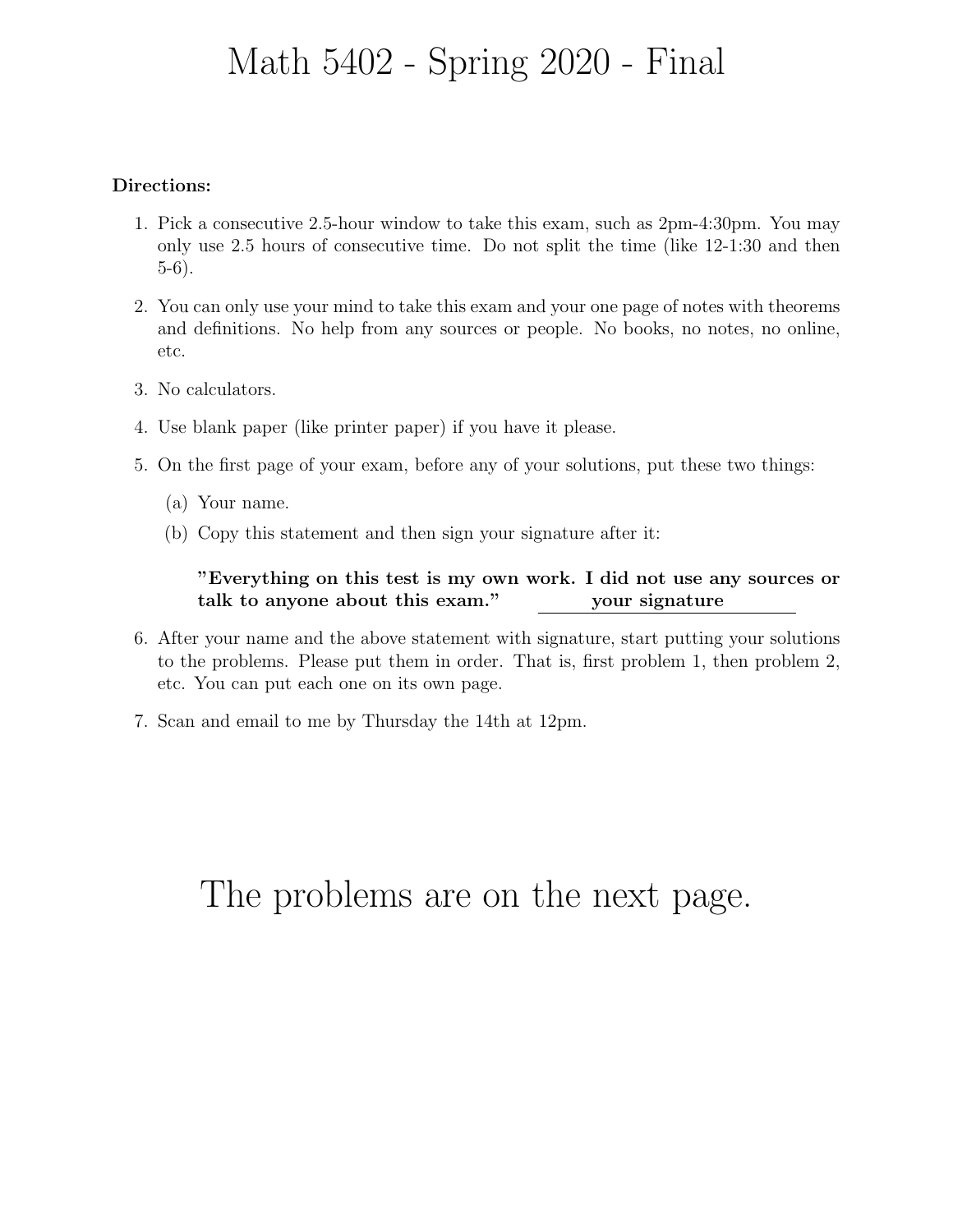# Math 5402 - Spring 2020 - Final

**Directions:**

1. Pick a consecutive 2.5-hour window to take this exam, such as 2pm-4:30pm. You may only use 2.5 hours of consecutive time. Do not split the time (like 12-1:30 and then 5-6).

2. You can only use your mind to take this exam and your one page of notes with theorems and definitions. No help from any sources or people. No books, no notes, no online, etc.

3. No calculators.

4. Use blank paper (like printer paper) if you have it please.

5. On the first page of your exam, before any of your solutions, put these two things:

   (a) Your name.

   (b) Copy this statement and then sign your signature after it:

   **"Everything on this test is my own work. I did not use any sources or talk to anyone about this exam."** ______**your signature**______

6. After your name and the above statement with signature, start putting your solutions to the problems. Please put them in order. That is, first problem 1, then problem 2, etc. You can put each one on its own page.

7. Scan and email to me by Thursday the 14th at 12pm.

# The problems are on the next page.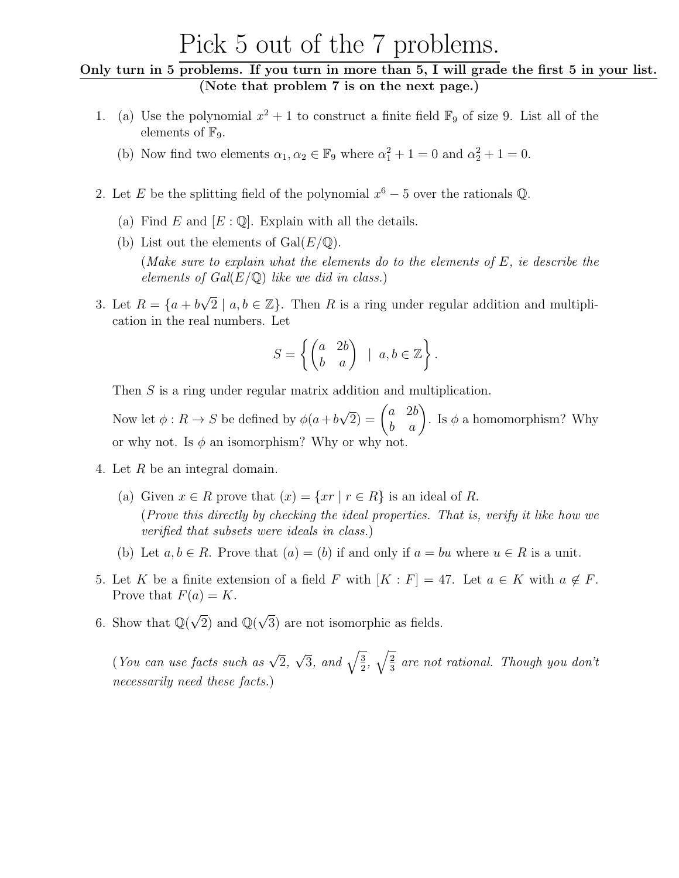# Pick 5 out of the 7 problems.

**Only turn in 5 problems. If you turn in more than 5, I will grade the first 5 in your list.**
**(Note that problem 7 is on the next page.)**

1. (a) Use the polynomial $x^2 + 1$ to construct a finite field $\mathbb{F}_9$ of size 9. List all of the elements of $\mathbb{F}_9$.

   (b) Now find two elements $\alpha_1, \alpha_2 \in \mathbb{F}_9$ where $\alpha_1^2 + 1 = 0$ and $\alpha_2^2 + 1 = 0$.

2. Let $E$ be the splitting field of the polynomial $x^6 - 5$ over the rationals $\mathbb{Q}$.

   (a) Find $E$ and $[E : \mathbb{Q}]$. Explain with all the details.

   (b) List out the elements of $\mathrm{Gal}(E/\mathbb{Q})$.
   (*Make sure to explain what the elements do to the elements of $E$, ie describe the elements of $Gal(E/\mathbb{Q})$ like we did in class.*)

3. Let $R = \{a + b\sqrt{2} \mid a, b \in \mathbb{Z}\}$. Then $R$ is a ring under regular addition and multiplication in the real numbers. Let

$$S = \left\{ \begin{pmatrix} a & 2b \\ b & a \end{pmatrix} \mid a, b \in \mathbb{Z} \right\}.$$

   Then $S$ is a ring under regular matrix addition and multiplication.

   Now let $\phi : R \to S$ be defined by $\phi(a + b\sqrt{2}) = \begin{pmatrix} a & 2b \\ b & a \end{pmatrix}$. Is $\phi$ a homomorphism? Why or why not. Is $\phi$ an isomorphism? Why or why not.

4. Let $R$ be an integral domain.

   (a) Given $x \in R$ prove that $(x) = \{xr \mid r \in R\}$ is an ideal of $R$.
   (*Prove this directly by checking the ideal properties. That is, verify it like how we verified that subsets were ideals in class.*)

   (b) Let $a, b \in R$. Prove that $(a) = (b)$ if and only if $a = bu$ where $u \in R$ is a unit.

5. Let $K$ be a finite extension of a field $F$ with $[K : F] = 47$. Let $a \in K$ with $a \notin F$. Prove that $F(a) = K$.

6. Show that $\mathbb{Q}(\sqrt{2})$ and $\mathbb{Q}(\sqrt{3})$ are not isomorphic as fields.

   (*You can use facts such as $\sqrt{2}$, $\sqrt{3}$, and $\sqrt{\frac{3}{2}}$, $\sqrt{\frac{2}{3}}$ are not rational. Though you don't necessarily need these facts.*)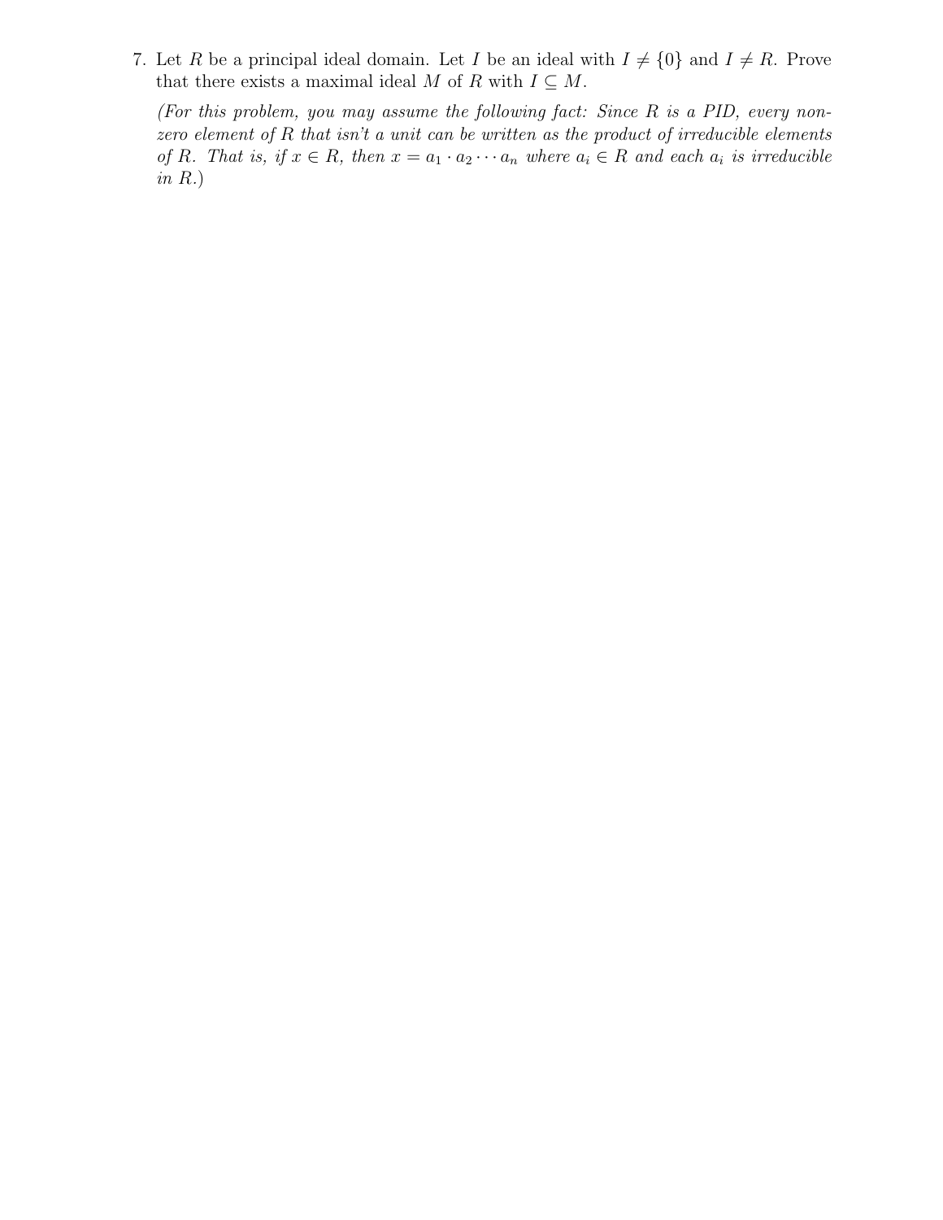7. Let $R$ be a principal ideal domain. Let $I$ be an ideal with $I \neq \{0\}$ and $I \neq R$. Prove that there exists a maximal ideal $M$ of $R$ with $I \subseteq M$.

   *(For this problem, you may assume the following fact: Since R is a PID, every non-zero element of R that isn't a unit can be written as the product of irreducible elements of R. That is, if $x \in R$, then $x = a_1 \cdot a_2 \cdots a_n$ where $a_i \in R$ and each $a_i$ is irreducible in R.)*